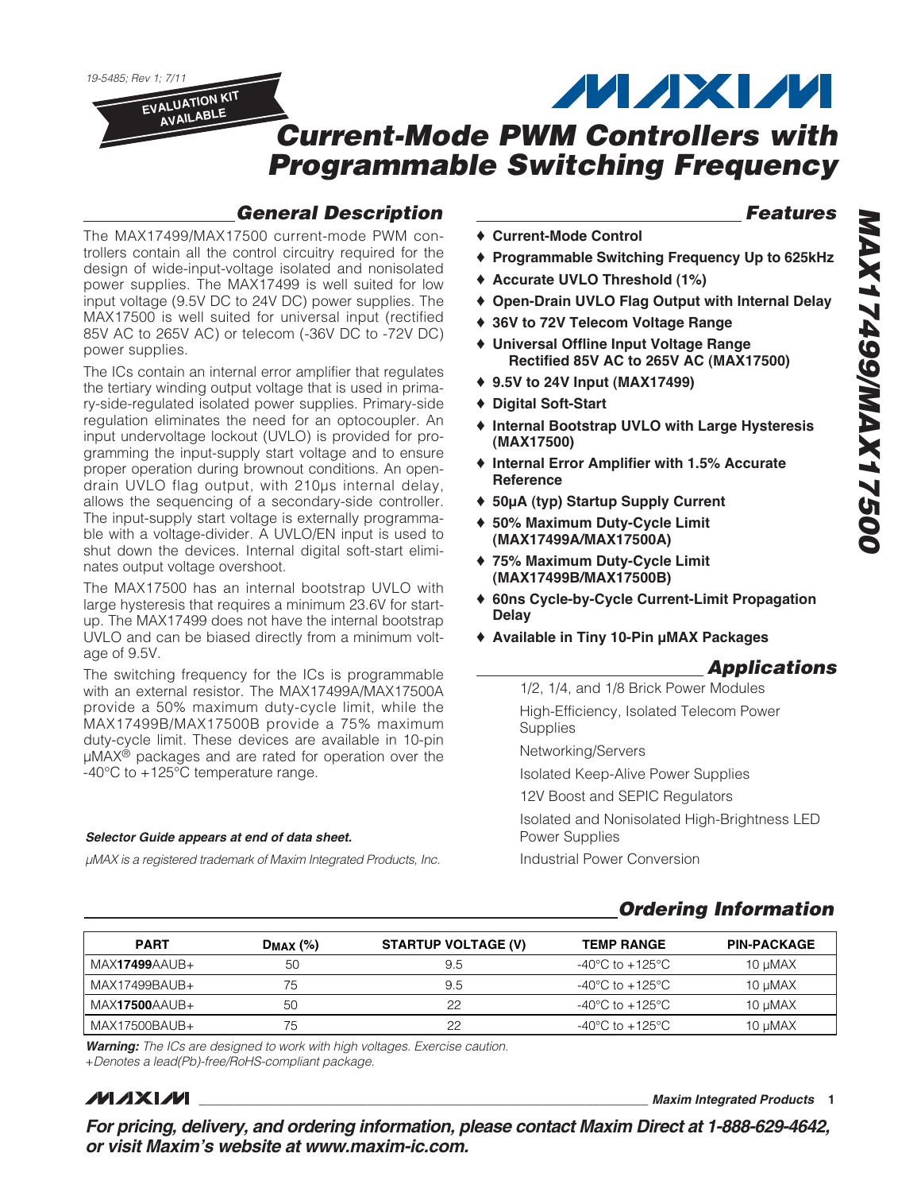19-5485; Rev 1; 7/11

EVALUATION KIT AVAILABLE

# Current-Mode PWM Controllers with Programmable Switching Frequency

## MAX17499/MAX17500

## General Description

The MAX17499/MAX17500 current-mode PWM controllers contain all the control circuitry required for the design of wide-input-voltage isolated and nonisolated power supplies. The MAX17499 is well suited for low input voltage (9.5V DC to 24V DC) power supplies. The MAX17500 is well suited for universal input (rectified 85V AC to 265V AC) or telecom (-36V DC to -72V DC) power supplies.

The ICs contain an internal error amplifier that regulates the tertiary winding output voltage that is used in primary-side-regulated isolated power supplies. Primary-side regulation eliminates the need for an optocoupler. An input undervoltage lockout (UVLO) is provided for programming the input-supply start voltage and to ensure proper operation during brownout conditions. An open-drain UVLO flag output, with 210µs internal delay, allows the sequencing of a secondary-side controller. The input-supply start voltage is externally programmable with a voltage-divider. A UVLO/EN input is used to shut down the devices. Internal digital soft-start eliminates output voltage overshoot.

The MAX17500 has an internal bootstrap UVLO with large hysteresis that requires a minimum 23.6V for startup. The MAX17499 does not have the internal bootstrap UVLO and can be biased directly from a minimum voltage of 9.5V.

The switching frequency for the ICs is programmable with an external resistor. The MAX17499A/MAX17500A provide a 50% maximum duty-cycle limit, while the MAX17499B/MAX17500B provide a 75% maximum duty-cycle limit. These devices are available in 10-pin µMAX® packages and are rated for operation over the -40°C to +125°C temperature range.

***Selector Guide appears at end of data sheet.***

*µMAX is a registered trademark of Maxim Integrated Products, Inc.*

## Features

- **Current-Mode Control**
- **Programmable Switching Frequency Up to 625kHz**
- **Accurate UVLO Threshold (1%)**
- **Open-Drain UVLO Flag Output with Internal Delay**
- **36V to 72V Telecom Voltage Range**
- **Universal Offline Input Voltage Range Rectified 85V AC to 265V AC (MAX17500)**
- **9.5V to 24V Input (MAX17499)**
- **Digital Soft-Start**
- **Internal Bootstrap UVLO with Large Hysteresis (MAX17500)**
- **Internal Error Amplifier with 1.5% Accurate Reference**
- **50µA (typ) Startup Supply Current**
- **50% Maximum Duty-Cycle Limit (MAX17499A/MAX17500A)**
- **75% Maximum Duty-Cycle Limit (MAX17499B/MAX17500B)**
- **60ns Cycle-by-Cycle Current-Limit Propagation Delay**
- **Available in Tiny 10-Pin µMAX Packages**

## Applications

1/2, 1/4, and 1/8 Brick Power Modules

High-Efficiency, Isolated Telecom Power Supplies

Networking/Servers

Isolated Keep-Alive Power Supplies

12V Boost and SEPIC Regulators

Isolated and Nonisolated High-Brightness LED Power Supplies

Industrial Power Conversion

## Ordering Information

| PART | $D_{MAX}$ (%) | STARTUP VOLTAGE (V) | TEMP RANGE | PIN-PACKAGE |
|---|---|---|---|---|
| MAX**17499**AAUB+ | 50 | 9.5 | -40°C to +125°C | 10 µMAX |
| MAX17499BAUB+ | 75 | 9.5 | -40°C to +125°C | 10 µMAX |
| MAX**17500**AAUB+ | 50 | 22 | -40°C to +125°C | 10 µMAX |
| MAX17500BAUB+ | 75 | 22 | -40°C to +125°C | 10 µMAX |

***Warning:*** *The ICs are designed to work with high voltages. Exercise caution.*
*+Denotes a lead(Pb)-free/RoHS-compliant package.*

***For pricing, delivery, and ordering information, please contact Maxim Direct at 1-888-629-4642, or visit Maxim's website at www.maxim-ic.com.***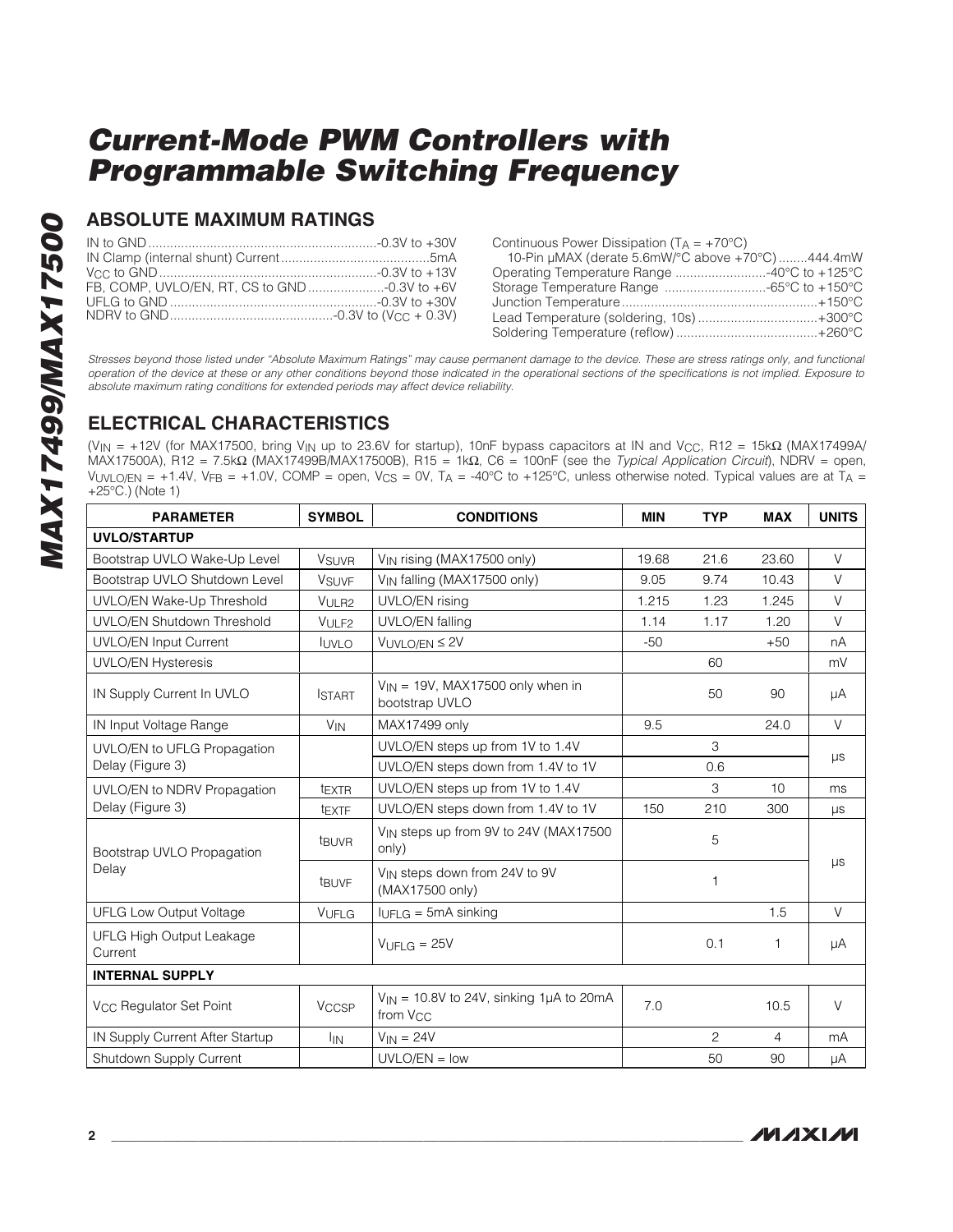# Current-Mode PWM Controllers with Programmable Switching Frequency

## ABSOLUTE MAXIMUM RATINGS

IN to GND ....................................................................-0.3V to +30V
IN Clamp (internal shunt) Current ............................................5mA
$V_{CC}$ to GND ...................................................................-0.3V to +13V
FB, COMP, UVLO/EN, RT, CS to GND .....................-0.3V to +6V
UFLG to GND .........................................................-0.3V to +30V
NDRV to GND............................................-0.3V to ($V_{CC}$ + 0.3V)

Continuous Power Dissipation ($T_A$ = +70°C)
10-Pin μMAX (derate 5.6mW/°C above +70°C) ........444.4mW
Operating Temperature Range .........................-40°C to +125°C
Storage Temperature Range ...........................-65°C to +150°C
Junction Temperature......................................................+150°C
Lead Temperature (soldering, 10s) .................................+300°C
Soldering Temperature (reflow) .......................................+260°C

*Stresses beyond those listed under "Absolute Maximum Ratings" may cause permanent damage to the device. These are stress ratings only, and functional operation of the device at these or any other conditions beyond those indicated in the operational sections of the specifications is not implied. Exposure to absolute maximum rating conditions for extended periods may affect device reliability.*

## ELECTRICAL CHARACTERISTICS

($V_{IN}$ = +12V (for MAX17500, bring $V_{IN}$ up to 23.6V for startup), 10nF bypass capacitors at IN and $V_{CC}$, R12 = 15kΩ (MAX17499A/MAX17500A), R12 = 7.5kΩ (MAX17499B/MAX17500B), R15 = 1kΩ, C6 = 100nF (see the *Typical Application Circuit*), NDRV = open, $V_{UVLO/EN}$ = +1.4V, $V_{FB}$ = +1.0V, COMP = open, $V_{CS}$ = 0V, $T_A$ = -40°C to +125°C, unless otherwise noted. Typical values are at $T_A$ = +25°C.) (Note 1)

| PARAMETER | SYMBOL | CONDITIONS | MIN | TYP | MAX | UNITS |
|---|---|---|---|---|---|---|
| **UVLO/STARTUP** | | | | | | |
| Bootstrap UVLO Wake-Up Level | $V_{SUVR}$ | $V_{IN}$ rising (MAX17500 only) | 19.68 | 21.6 | 23.60 | V |
| Bootstrap UVLO Shutdown Level | $V_{SUVF}$ | $V_{IN}$ falling (MAX17500 only) | 9.05 | 9.74 | 10.43 | V |
| UVLO/EN Wake-Up Threshold | $V_{ULR2}$ | UVLO/EN rising | 1.215 | 1.23 | 1.245 | V |
| UVLO/EN Shutdown Threshold | $V_{ULF2}$ | UVLO/EN falling | 1.14 | 1.17 | 1.20 | V |
| UVLO/EN Input Current | $I_{UVLO}$ | $V_{UVLO/EN}$ ≤ 2V | -50 | | +50 | nA |
| UVLO/EN Hysteresis | | | | 60 | | mV |
| IN Supply Current In UVLO | $I_{START}$ | $V_{IN}$ = 19V, MAX17500 only when in bootstrap UVLO | | 50 | 90 | μA |
| IN Input Voltage Range | $V_{IN}$ | MAX17499 only | 9.5 | | 24.0 | V |
| UVLO/EN to UFLG Propagation Delay (Figure 3) | | UVLO/EN steps up from 1V to 1.4V | | 3 | | μs |
| | | UVLO/EN steps down from 1.4V to 1V | | 0.6 | | μs |
| UVLO/EN to NDRV Propagation Delay (Figure 3) | $t_{EXTR}$ | UVLO/EN steps up from 1V to 1.4V | | 3 | 10 | ms |
| | $t_{EXTF}$ | UVLO/EN steps down from 1.4V to 1V | 150 | 210 | 300 | μs |
| Bootstrap UVLO Propagation Delay | $t_{BUVR}$ | $V_{IN}$ steps up from 9V to 24V (MAX17500 only) | | 5 | | μs |
| | $t_{BUVF}$ | $V_{IN}$ steps down from 24V to 9V (MAX17500 only) | | 1 | | μs |
| UFLG Low Output Voltage | $V_{UFLG}$ | $I_{UFLG}$ = 5mA sinking | | | 1.5 | V |
| UFLG High Output Leakage Current | | $V_{UFLG}$ = 25V | | 0.1 | 1 | μA |
| **INTERNAL SUPPLY** | | | | | | |
| $V_{CC}$ Regulator Set Point | $V_{CCSP}$ | $V_{IN}$ = 10.8V to 24V, sinking 1μA to 20mA from $V_{CC}$ | 7.0 | | 10.5 | V |
| IN Supply Current After Startup | $I_{IN}$ | $V_{IN}$ = 24V | | 2 | 4 | mA |
| Shutdown Supply Current | | UVLO/EN = low | | 50 | 90 | μA |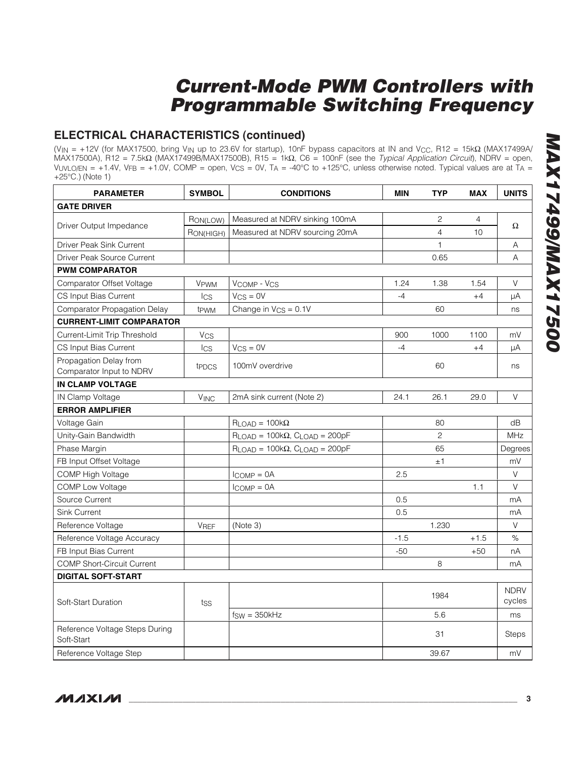## ELECTRICAL CHARACTERISTICS (continued)

($V_{IN}$ = +12V (for MAX17500, bring $V_{IN}$ up to 23.6V for startup), 10nF bypass capacitors at IN and $V_{CC}$, R12 = 15kΩ (MAX17499A/MAX17500A), R12 = 7.5kΩ (MAX17499B/MAX17500B), R15 = 1kΩ, C6 = 100nF (see the *Typical Application Circuit*), NDRV = open, $V_{UVLO/EN}$ = +1.4V, $V_{FB}$ = +1.0V, COMP = open, $V_{CS}$ = 0V, $T_A$ = -40°C to +125°C, unless otherwise noted. Typical values are at $T_A$ = +25°C.) (Note 1)

| PARAMETER | SYMBOL | CONDITIONS | MIN | TYP | MAX | UNITS |
|---|---|---|---|---|---|---|
| **GATE DRIVER** | | | | | | |
| Driver Output Impedance | $R_{ON(LOW)}$ | Measured at NDRV sinking 100mA | | 2 | 4 | Ω |
| | $R_{ON(HIGH)}$ | Measured at NDRV sourcing 20mA | | 4 | 10 | |
| Driver Peak Sink Current | | | | 1 | | A |
| Driver Peak Source Current | | | | 0.65 | | A |
| **PWM COMPARATOR** | | | | | | |
| Comparator Offset Voltage | $V_{PWM}$ | $V_{COMP}$ - $V_{CS}$ | 1.24 | 1.38 | 1.54 | V |
| CS Input Bias Current | $I_{CS}$ | $V_{CS}$ = 0V | -4 | | +4 | µA |
| Comparator Propagation Delay | $t_{PWM}$ | Change in $V_{CS}$ = 0.1V | | 60 | | ns |
| **CURRENT-LIMIT COMPARATOR** | | | | | | |
| Current-Limit Trip Threshold | $V_{CS}$ | | 900 | 1000 | 1100 | mV |
| CS Input Bias Current | $I_{CS}$ | $V_{CS}$ = 0V | -4 | | +4 | µA |
| Propagation Delay from Comparator Input to NDRV | $t_{PDCS}$ | 100mV overdrive | | 60 | | ns |
| **IN CLAMP VOLTAGE** | | | | | | |
| IN Clamp Voltage | $V_{INC}$ | 2mA sink current (Note 2) | 24.1 | 26.1 | 29.0 | V |
| **ERROR AMPLIFIER** | | | | | | |
| Voltage Gain | | $R_{LOAD}$ = 100kΩ | | 80 | | dB |
| Unity-Gain Bandwidth | | $R_{LOAD}$ = 100kΩ, $C_{LOAD}$ = 200pF | | 2 | | MHz |
| Phase Margin | | $R_{LOAD}$ = 100kΩ, $C_{LOAD}$ = 200pF | | 65 | | Degrees |
| FB Input Offset Voltage | | | | ±1 | | mV |
| COMP High Voltage | | $I_{COMP}$ = 0A | 2.5 | | | V |
| COMP Low Voltage | | $I_{COMP}$ = 0A | | | 1.1 | V |
| Source Current | | | 0.5 | | | mA |
| Sink Current | | | 0.5 | | | mA |
| Reference Voltage | $V_{REF}$ | (Note 3) | | 1.230 | | V |
| Reference Voltage Accuracy | | | -1.5 | | +1.5 | % |
| FB Input Bias Current | | | -50 | | +50 | nA |
| COMP Short-Circuit Current | | | | 8 | | mA |
| **DIGITAL SOFT-START** | | | | | | |
| Soft-Start Duration | $t_{SS}$ | | | 1984 | | NDRV cycles |
| | | $f_{SW}$ = 350kHz | | 5.6 | | ms |
| Reference Voltage Steps During Soft-Start | | | | 31 | | Steps |
| Reference Voltage Step | | | | 39.67 | | mV |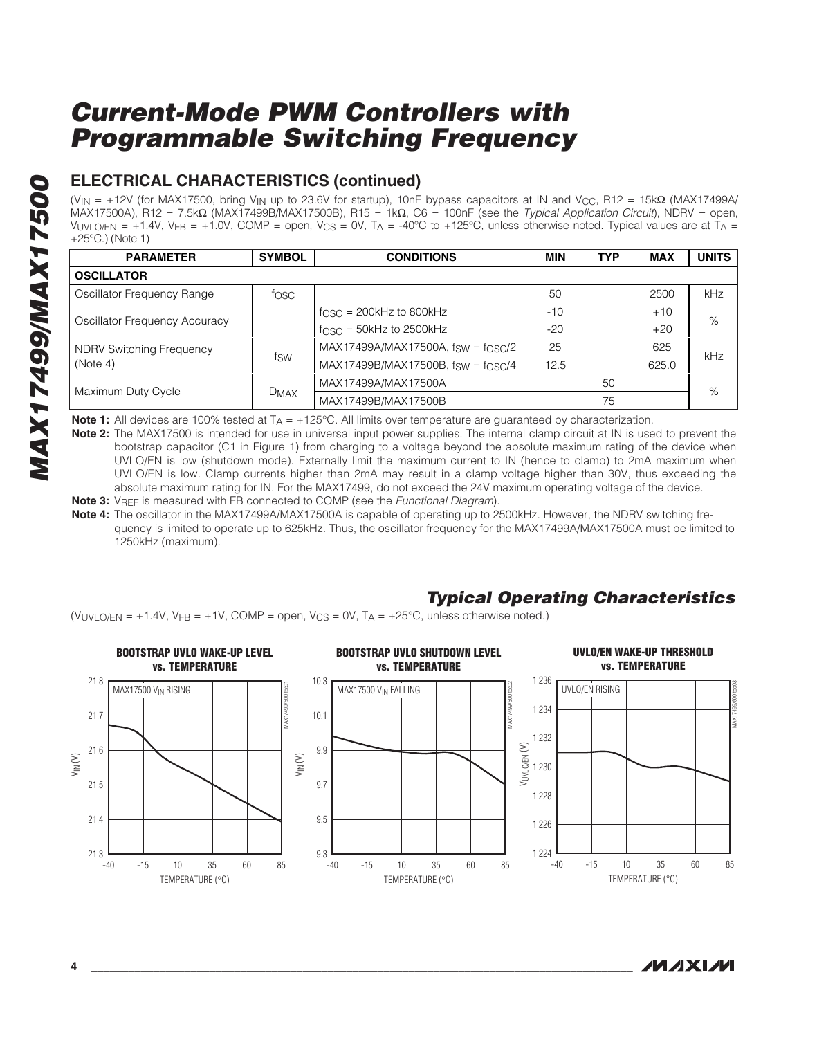## ELECTRICAL CHARACTERISTICS (continued)

($V_{IN}$ = +12V (for MAX17500, bring $V_{IN}$ up to 23.6V for startup), 10nF bypass capacitors at IN and $V_{CC}$, R12 = 15kΩ (MAX17499A/MAX17500A), R12 = 7.5kΩ (MAX17499B/MAX17500B), R15 = 1kΩ, C6 = 100nF (see the *Typical Application Circuit*), NDRV = open, $V_{UVLO/EN}$ = +1.4V, $V_{FB}$ = +1.0V, COMP = open, $V_{CS}$ = 0V, $T_A$ = -40°C to +125°C, unless otherwise noted. Typical values are at $T_A$ = +25°C.) (Note 1)

| PARAMETER | SYMBOL | CONDITIONS | MIN | TYP | MAX | UNITS |
|---|---|---|---|---|---|---|
| **OSCILLATOR** | | | | | | |
| Oscillator Frequency Range | $f_{OSC}$ | | 50 | | 2500 | kHz |
| Oscillator Frequency Accuracy | | $f_{OSC}$ = 200kHz to 800kHz | -10 | | +10 | % |
| | | $f_{OSC}$ = 50kHz to 2500kHz | -20 | | +20 | |
| NDRV Switching Frequency (Note 4) | $f_{SW}$ | MAX17499A/MAX17500A, $f_{SW} = f_{OSC}/2$ | 25 | | 625 | kHz |
| | | MAX17499B/MAX17500B, $f_{SW} = f_{OSC}/4$ | 12.5 | | 625.0 | |
| Maximum Duty Cycle | $D_{MAX}$ | MAX17499A/MAX17500A | | 50 | | % |
| | | MAX17499B/MAX17500B | | 75 | | |

**Note 1:** All devices are 100% tested at $T_A$ = +125°C. All limits over temperature are guaranteed by characterization.

**Note 2:** The MAX17500 is intended for use in universal input power supplies. The internal clamp circuit at IN is used to prevent the bootstrap capacitor (C1 in Figure 1) from charging to a voltage beyond the absolute maximum rating of the device when UVLO/EN is low (shutdown mode). Externally limit the maximum current to IN (hence to clamp) to 2mA maximum when UVLO/EN is low. Clamp currents higher than 2mA may result in a clamp voltage higher than 30V, thus exceeding the absolute maximum rating for IN. For the MAX17499, do not exceed the 24V maximum operating voltage of the device.

**Note 3:** $V_{REF}$ is measured with FB connected to COMP (see the *Functional Diagram*).

**Note 4:** The oscillator in the MAX17499A/MAX17500A is capable of operating up to 2500kHz. However, the NDRV switching frequency is limited to operate up to 625kHz. Thus, the oscillator frequency for the MAX17499A/MAX17500A must be limited to 1250kHz (maximum).

## *Typical Operating Characteristics*

($V_{UVLO/EN}$ = +1.4V, $V_{FB}$ = +1V, COMP = open, $V_{CS}$ = 0V, $T_A$ = +25°C, unless otherwise noted.)

**BOOTSTRAP UVLO WAKE-UP LEVEL vs. TEMPERATURE**

**BOOTSTRAP UVLO SHUTDOWN LEVEL vs. TEMPERATURE**

**UVLO/EN WAKE-UP THRESHOLD vs. TEMPERATURE**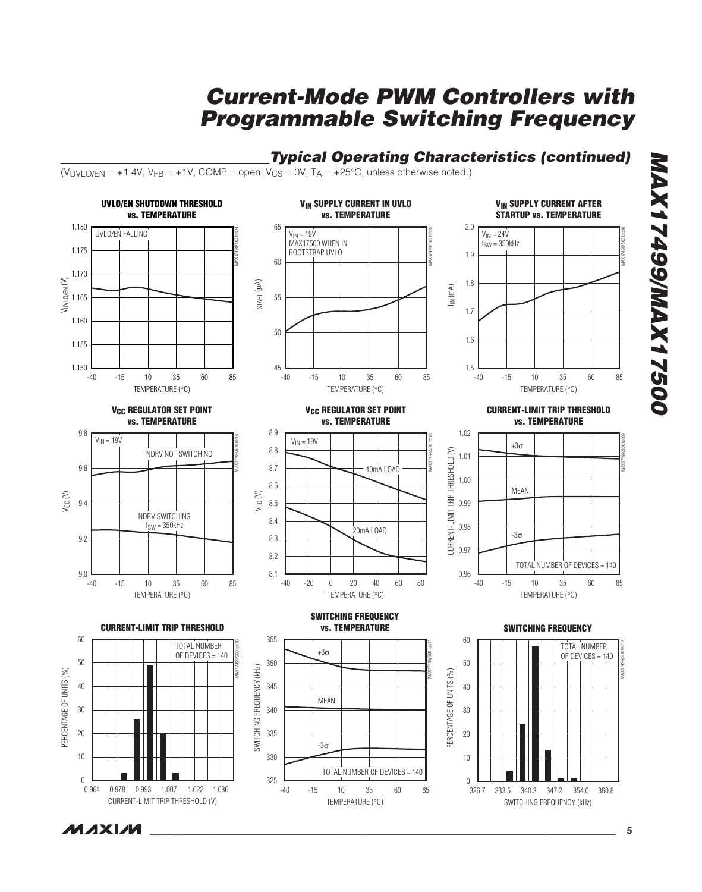## Typical Operating Characteristics (continued)

($V_{UVLO/EN}$ = +1.4V, $V_{FB}$ = +1V, COMP = open, $V_{CS}$ = 0V, $T_A$ = +25°C, unless otherwise noted.)

**UVLO/EN SHUTDOWN THRESHOLD vs. TEMPERATURE**

UVLO/EN FALLING

$V_{UVLO/EN}$ (V): 1.150 to 1.180; TEMPERATURE (°C): −40 to 85

**$V_{IN}$ SUPPLY CURRENT IN UVLO vs. TEMPERATURE**

$V_{IN}$ = 19V
MAX17500 WHEN IN BOOTSTRAP UVLO

$I_{START}$ (µA): 45 to 65; TEMPERATURE (°C): −40 to 85

**$V_{IN}$ SUPPLY CURRENT AFTER STARTUP vs. TEMPERATURE**

$V_{IN}$ = 24V
$f_{SW}$ = 350kHz

$I_{IN}$ (mA): 1.5 to 2.0; TEMPERATURE (°C): −40 to 85

**$V_{CC}$ REGULATOR SET POINT vs. TEMPERATURE**

$V_{IN}$ = 19V
NDRV NOT SWITCHING
NDRV SWITCHING $f_{SW}$ = 350kHz

$V_{CC}$ (V): 9.0 to 9.8; TEMPERATURE (°C): −40 to 85

**$V_{CC}$ REGULATOR SET POINT vs. TEMPERATURE**

$V_{IN}$ = 19V
10mA LOAD
20mA LOAD

$V_{CC}$ (V): 8.1 to 8.9; TEMPERATURE (°C): −40 to 80

**CURRENT-LIMIT TRIP THRESHOLD vs. TEMPERATURE**

+3σ, MEAN, −3σ
TOTAL NUMBER OF DEVICES = 140

CURRENT-LIMIT TRIP THRESHOLD (V): 0.96 to 1.02; TEMPERATURE (°C): −40 to 85

**CURRENT-LIMIT TRIP THRESHOLD**

TOTAL NUMBER OF DEVICES = 140

PERCENTAGE OF UNITS (%): 0 to 60; CURRENT-LIMIT TRIP THRESHOLD (V): 0.964, 0.978, 0.993, 1.007, 1.022, 1.036

**SWITCHING FREQUENCY vs. TEMPERATURE**

+3σ, MEAN, −3σ
TOTAL NUMBER OF DEVICES = 140

SWITCHING FREQUENCY (kHz): 325 to 355; TEMPERATURE (°C): −40 to 85

**SWITCHING FREQUENCY**

TOTAL NUMBER OF DEVICES = 140

PERCENTAGE OF UNITS (%): 0 to 60; SWITCHING FREQUENCY (kHz): 326.7, 333.5, 340.3, 347.2, 354.0, 360.8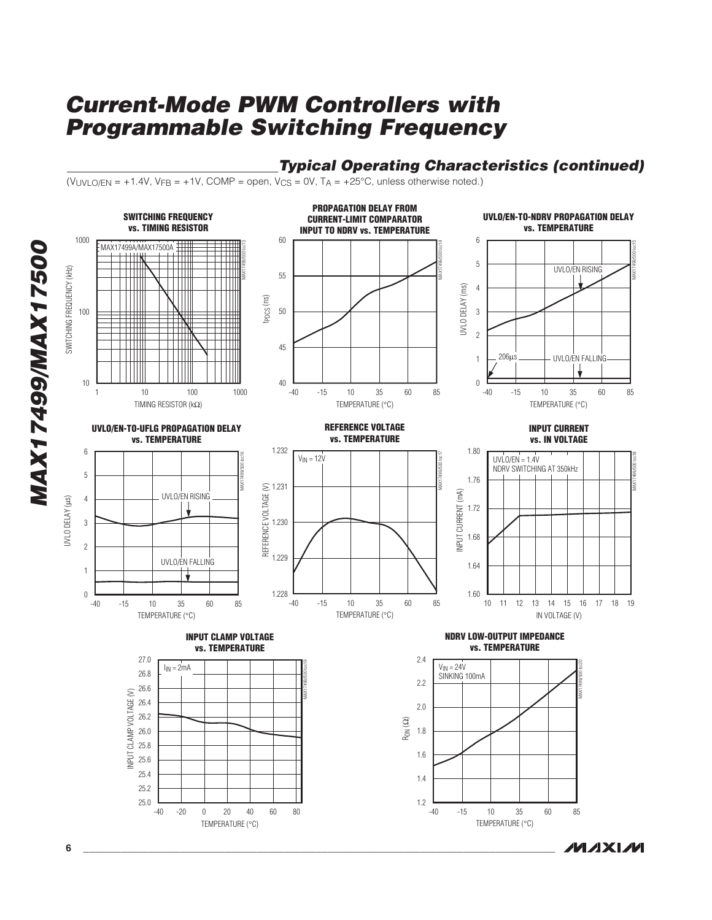## Typical Operating Characteristics (continued)

($V_{UVLO/EN}$ = +1.4V, $V_{FB}$ = +1V, COMP = open, $V_{CS}$ = 0V, $T_A$ = +25°C, unless otherwise noted.)

**SWITCHING FREQUENCY vs. TIMING RESISTOR**

MAX17499A/MAX17500A

SWITCHING FREQUENCY (kHz) / TIMING RESISTOR (kΩ)

**PROPAGATION DELAY FROM CURRENT-LIMIT COMPARATOR INPUT TO NDRV vs. TEMPERATURE**

$t_{PDCS}$ (ns) / TEMPERATURE (°C)

**UVLO/EN-TO-NDRV PROPAGATION DELAY vs. TEMPERATURE**

UVLO/EN RISING, UVLO/EN FALLING, 206µs

UVLO DELAY (ms) / TEMPERATURE (°C)

**UVLO/EN-TO-UFLG PROPAGATION DELAY vs. TEMPERATURE**

UVLO/EN RISING, UVLO/EN FALLING

UVLO DELAY (µs) / TEMPERATURE (°C)

**REFERENCE VOLTAGE vs. TEMPERATURE**

$V_{IN}$ = 12V

REFERENCE VOLTAGE (V) / TEMPERATURE (°C)

**INPUT CURRENT vs. IN VOLTAGE**

UVLO/EN = 1.4V
NDRV SWITCHING AT 350kHz

INPUT CURRENT (mA) / IN VOLTAGE (V)

**INPUT CLAMP VOLTAGE vs. TEMPERATURE**

$I_{IN}$ = 2mA

INPUT CLAMP VOLTAGE (V) / TEMPERATURE (°C)

**NDRV LOW-OUTPUT IMPEDANCE vs. TEMPERATURE**

$V_{IN}$ = 24V
SINKING 100mA

$R_{ON}$ (Ω) / TEMPERATURE (°C)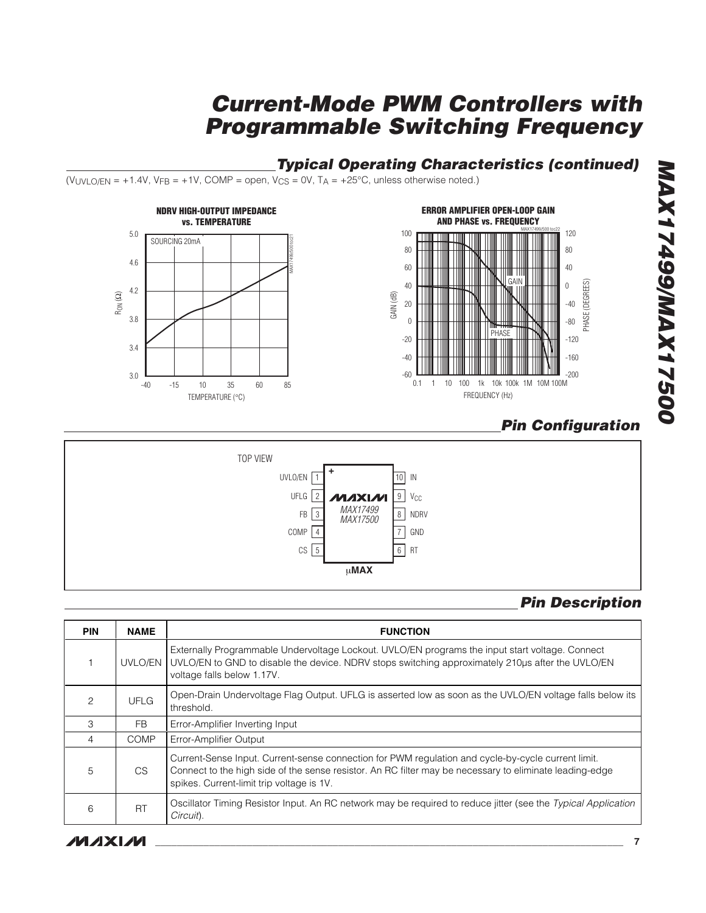## Typical Operating Characteristics (continued)

($V_{UVLO/EN}$ = +1.4V, $V_{FB}$ = +1V, COMP = open, $V_{CS}$ = 0V, $T_A$ = +25°C, unless otherwise noted.)

**NDRV HIGH-OUTPUT IMPEDANCE vs. TEMPERATURE**

**ERROR AMPLIFIER OPEN-LOOP GAIN AND PHASE vs. FREQUENCY**

## Pin Configuration

TOP VIEW

| PIN | NAME | | PIN | NAME |
|---|---|---|---|---|
| 1 | UVLO/EN | | 10 | IN |
| 2 | UFLG | | 9 | $V_{CC}$ |
| 3 | FB | MAX17499 MAX17500 | 8 | NDRV |
| 4 | COMP | | 7 | GND |
| 5 | CS | | 6 | RT |

μMAX

## Pin Description

| PIN | NAME | FUNCTION |
|---|---|---|
| 1 | UVLO/EN | Externally Programmable Undervoltage Lockout. UVLO/EN programs the input start voltage. Connect UVLO/EN to GND to disable the device. NDRV stops switching approximately 210μs after the UVLO/EN voltage falls below 1.17V. |
| 2 | UFLG | Open-Drain Undervoltage Flag Output. UFLG is asserted low as soon as the UVLO/EN voltage falls below its threshold. |
| 3 | FB | Error-Amplifier Inverting Input |
| 4 | COMP | Error-Amplifier Output |
| 5 | CS | Current-Sense Input. Current-sense connection for PWM regulation and cycle-by-cycle current limit. Connect to the high side of the sense resistor. An RC filter may be necessary to eliminate leading-edge spikes. Current-limit trip voltage is 1V. |
| 6 | RT | Oscillator Timing Resistor Input. An RC network may be required to reduce jitter (see the *Typical Application Circuit*). |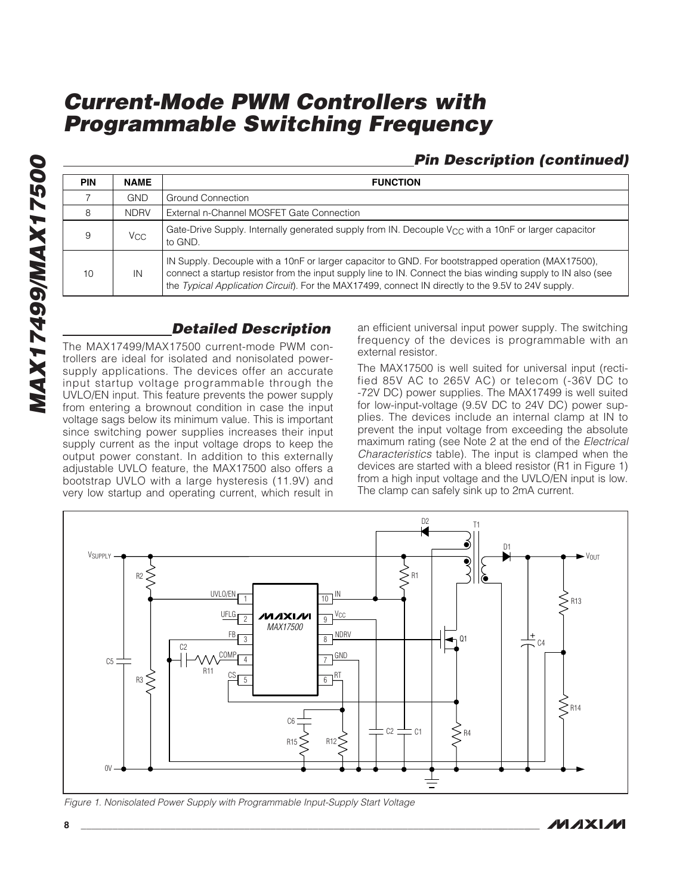## Pin Description (continued)

| PIN | NAME | FUNCTION |
|---|---|---|
| 7 | GND | Ground Connection |
| 8 | NDRV | External n-Channel MOSFET Gate Connection |
| 9 | $V_{CC}$ | Gate-Drive Supply. Internally generated supply from IN. Decouple $V_{CC}$ with a 10nF or larger capacitor to GND. |
| 10 | IN | IN Supply. Decouple with a 10nF or larger capacitor to GND. For bootstrapped operation (MAX17500), connect a startup resistor from the input supply line to IN. Connect the bias winding supply to IN also (see the *Typical Application Circuit*). For the MAX17499, connect IN directly to the 9.5V to 24V supply. |

## Detailed Description

The MAX17499/MAX17500 current-mode PWM controllers are ideal for isolated and nonisolated power-supply applications. The devices offer an accurate input startup voltage programmable through the UVLO/EN input. This feature prevents the power supply from entering a brownout condition in case the input voltage sags below its minimum value. This is important since switching power supplies increases their input supply current as the input voltage drops to keep the output power constant. In addition to this externally adjustable UVLO feature, the MAX17500 also offers a bootstrap UVLO with a large hysteresis (11.9V) and very low startup and operating current, which result in an efficient universal input power supply. The switching frequency of the devices is programmable with an external resistor.

The MAX17500 is well suited for universal input (rectified 85V AC to 265V AC) or telecom (-36V DC to -72V DC) power supplies. The MAX17499 is well suited for low-input-voltage (9.5V DC to 24V DC) power supplies. The devices include an internal clamp at IN to prevent the input voltage from exceeding the absolute maximum rating (see Note 2 at the end of the *Electrical Characteristics* table). The input is clamped when the devices are started with a bleed resistor (R1 in Figure 1) from a high input voltage and the UVLO/EN input is low. The clamp can safely sink up to 2mA current.

*Figure 1. Nonisolated Power Supply with Programmable Input-Supply Start Voltage*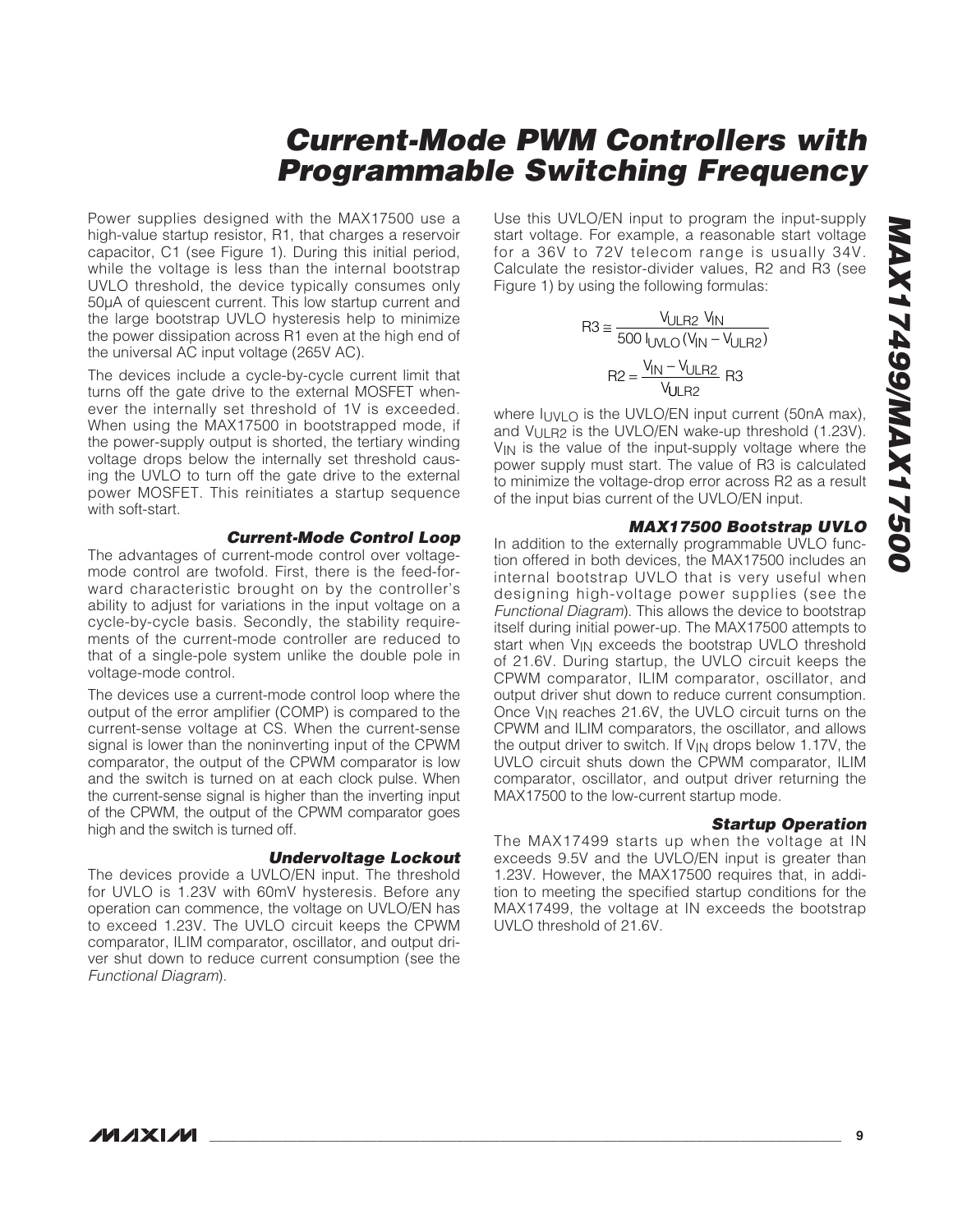Power supplies designed with the MAX17500 use a high-value startup resistor, R1, that charges a reservoir capacitor, C1 (see Figure 1). During this initial period, while the voltage is less than the internal bootstrap UVLO threshold, the device typically consumes only 50µA of quiescent current. This low startup current and the large bootstrap UVLO hysteresis help to minimize the power dissipation across R1 even at the high end of the universal AC input voltage (265V AC).

The devices include a cycle-by-cycle current limit that turns off the gate drive to the external MOSFET whenever the internally set threshold of 1V is exceeded. When using the MAX17500 in bootstrapped mode, if the power-supply output is shorted, the tertiary winding voltage drops below the internally set threshold causing the UVLO to turn off the gate drive to the external power MOSFET. This reinitiates a startup sequence with soft-start.

### Current-Mode Control Loop

The advantages of current-mode control over voltage-mode control are twofold. First, there is the feed-forward characteristic brought on by the controller's ability to adjust for variations in the input voltage on a cycle-by-cycle basis. Secondly, the stability requirements of the current-mode controller are reduced to that of a single-pole system unlike the double pole in voltage-mode control.

The devices use a current-mode control loop where the output of the error amplifier (COMP) is compared to the current-sense voltage at CS. When the current-sense signal is lower than the noninverting input of the CPWM comparator, the output of the CPWM comparator is low and the switch is turned on at each clock pulse. When the current-sense signal is higher than the inverting input of the CPWM, the output of the CPWM comparator goes high and the switch is turned off.

### Undervoltage Lockout

The devices provide a UVLO/EN input. The threshold for UVLO is 1.23V with 60mV hysteresis. Before any operation can commence, the voltage on UVLO/EN has to exceed 1.23V. The UVLO circuit keeps the CPWM comparator, ILIM comparator, oscillator, and output driver shut down to reduce current consumption (see the *Functional Diagram*).

Use this UVLO/EN input to program the input-supply start voltage. For example, a reasonable start voltage for a 36V to 72V telecom range is usually 34V. Calculate the resistor-divider values, R2 and R3 (see Figure 1) by using the following formulas:

$$R3 \cong \frac{V_{ULR2}\ V_{IN}}{500\ I_{UVLO}\left(V_{IN} - V_{ULR2}\right)}$$

$$R2 = \frac{V_{IN} - V_{ULR2}}{V_{ULR2}}\ R3$$

where $I_{UVLO}$ is the UVLO/EN input current (50nA max), and $V_{ULR2}$ is the UVLO/EN wake-up threshold (1.23V). $V_{IN}$ is the value of the input-supply voltage where the power supply must start. The value of R3 is calculated to minimize the voltage-drop error across R2 as a result of the input bias current of the UVLO/EN input.

### MAX17500 Bootstrap UVLO

In addition to the externally programmable UVLO function offered in both devices, the MAX17500 includes an internal bootstrap UVLO that is very useful when designing high-voltage power supplies (see the *Functional Diagram*). This allows the device to bootstrap itself during initial power-up. The MAX17500 attempts to start when $V_{IN}$ exceeds the bootstrap UVLO threshold of 21.6V. During startup, the UVLO circuit keeps the CPWM comparator, ILIM comparator, oscillator, and output driver shut down to reduce current consumption. Once $V_{IN}$ reaches 21.6V, the UVLO circuit turns on the CPWM and ILIM comparators, the oscillator, and allows the output driver to switch. If $V_{IN}$ drops below 1.17V, the UVLO circuit shuts down the CPWM comparator, ILIM comparator, oscillator, and output driver returning the MAX17500 to the low-current startup mode.

### Startup Operation

The MAX17499 starts up when the voltage at IN exceeds 9.5V and the UVLO/EN input is greater than 1.23V. However, the MAX17500 requires that, in addition to meeting the specified startup conditions for the MAX17499, the voltage at IN exceeds the bootstrap UVLO threshold of 21.6V.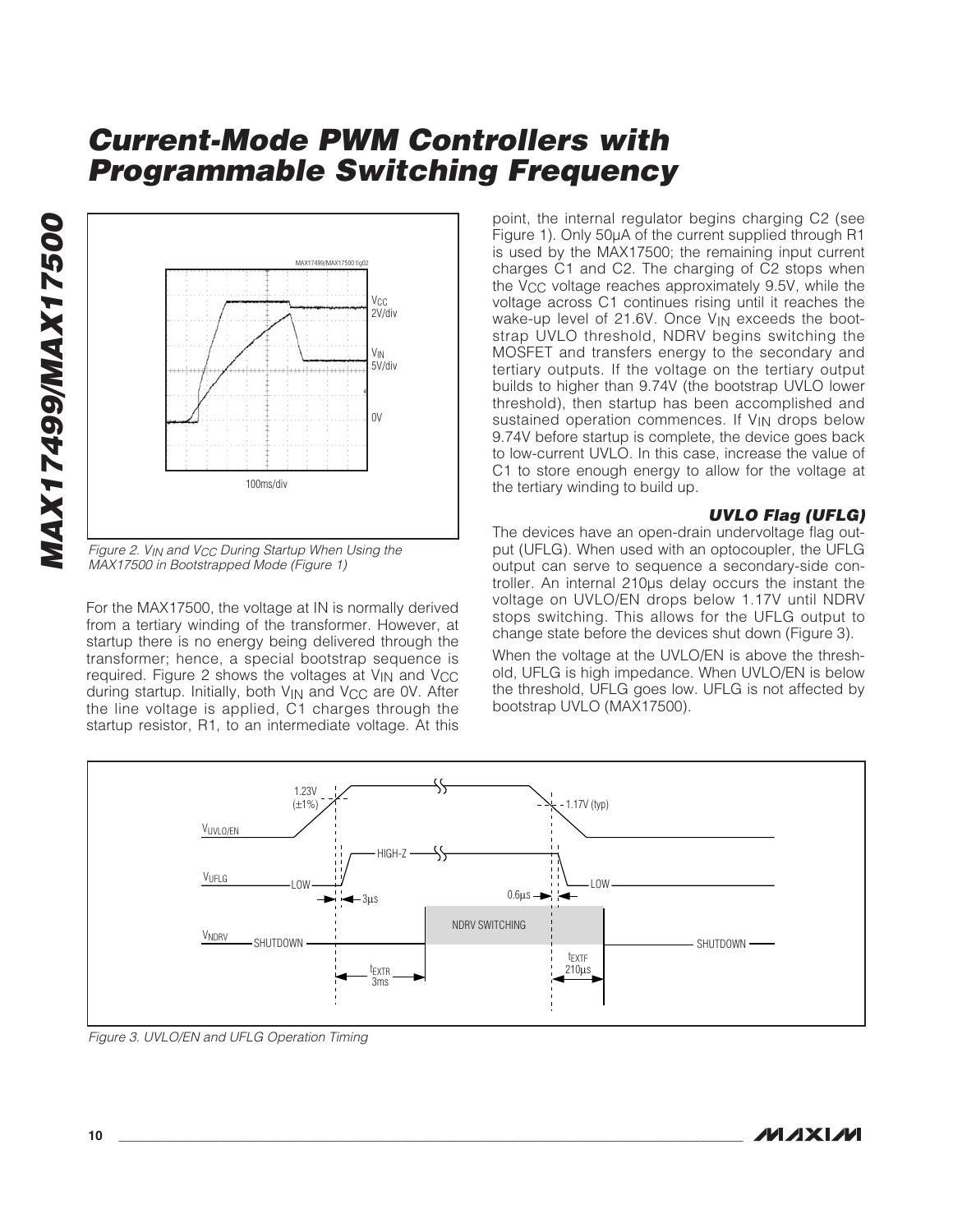Figure 2. $V_{IN}$ and $V_{CC}$ During Startup When Using the MAX17500 in Bootstrapped Mode (Figure 1)

For the MAX17500, the voltage at IN is normally derived from a tertiary winding of the transformer. However, at startup there is no energy being delivered through the transformer; hence, a special bootstrap sequence is required. Figure 2 shows the voltages at $V_{IN}$ and $V_{CC}$ during startup. Initially, both $V_{IN}$ and $V_{CC}$ are 0V. After the line voltage is applied, C1 charges through the startup resistor, R1, to an intermediate voltage. At this point, the internal regulator begins charging C2 (see Figure 1). Only 50µA of the current supplied through R1 is used by the MAX17500; the remaining input current charges C1 and C2. The charging of C2 stops when the $V_{CC}$ voltage reaches approximately 9.5V, while the voltage across C1 continues rising until it reaches the wake-up level of 21.6V. Once $V_{IN}$ exceeds the bootstrap UVLO threshold, NDRV begins switching the MOSFET and transfers energy to the secondary and tertiary outputs. If the voltage on the tertiary output builds to higher than 9.74V (the bootstrap UVLO lower threshold), then startup has been accomplished and sustained operation commences. If $V_{IN}$ drops below 9.74V before startup is complete, the device goes back to low-current UVLO. In this case, increase the value of C1 to store enough energy to allow for the voltage at the tertiary winding to build up.

### UVLO Flag (UFLG)

The devices have an open-drain undervoltage flag output (UFLG). When used with an optocoupler, the UFLG output can serve to sequence a secondary-side controller. An internal 210µs delay occurs the instant the voltage on UVLO/EN drops below 1.17V until NDRV stops switching. This allows for the UFLG output to change state before the devices shut down (Figure 3).

When the voltage at the UVLO/EN is above the threshold, UFLG is high impedance. When UVLO/EN is below the threshold, UFLG goes low. UFLG is not affected by bootstrap UVLO (MAX17500).

Figure 3. UVLO/EN and UFLG Operation Timing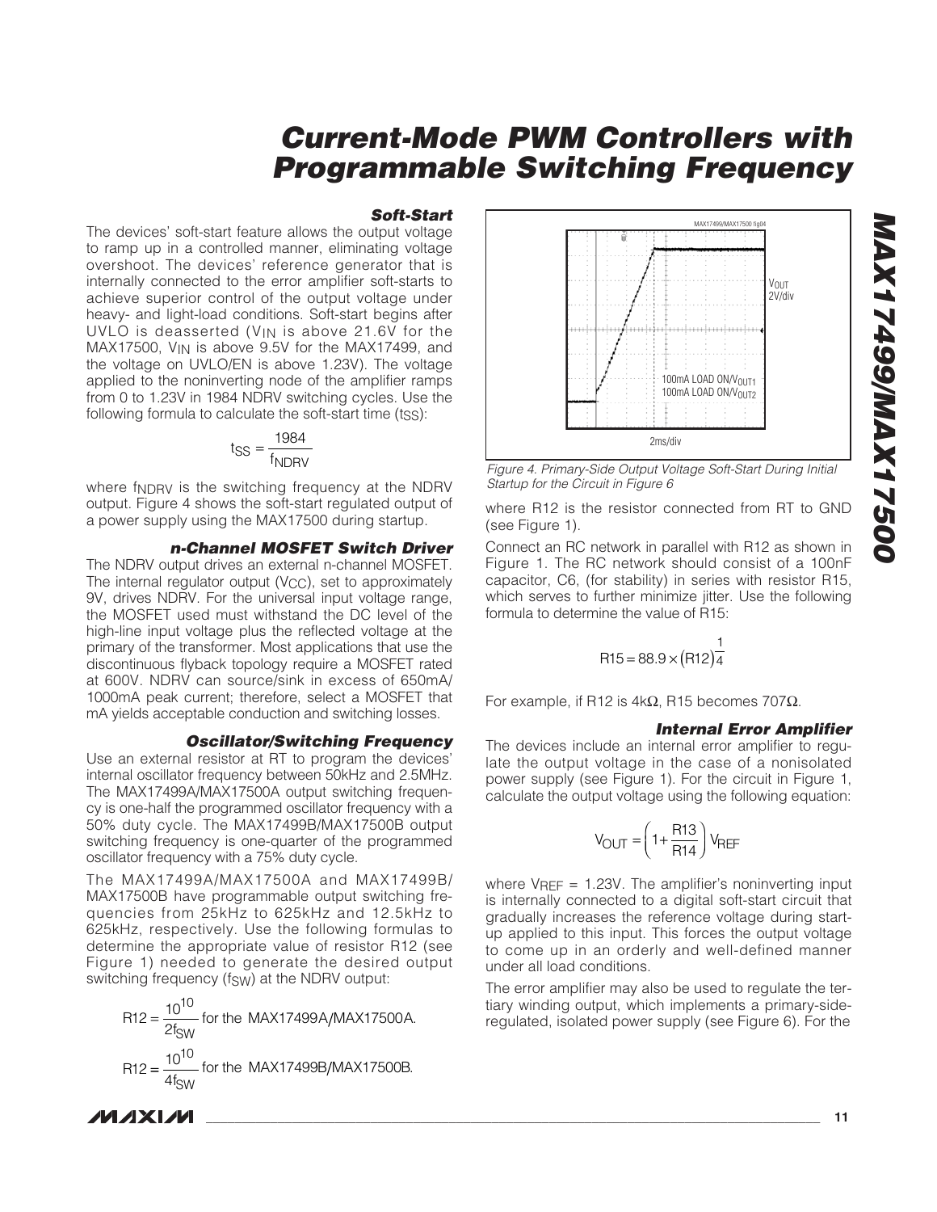## Soft-Start

The devices' soft-start feature allows the output voltage to ramp up in a controlled manner, eliminating voltage overshoot. The devices' reference generator that is internally connected to the error amplifier soft-starts to achieve superior control of the output voltage under heavy- and light-load conditions. Soft-start begins after UVLO is deasserted ($V_{IN}$ is above 21.6V for the MAX17500, $V_{IN}$ is above 9.5V for the MAX17499, and the voltage on UVLO/EN is above 1.23V). The voltage applied to the noninverting node of the amplifier ramps from 0 to 1.23V in 1984 NDRV switching cycles. Use the following formula to calculate the soft-start time ($t_{SS}$):

$$t_{SS} = \frac{1984}{f_{NDRV}}$$

where $f_{NDRV}$ is the switching frequency at the NDRV output. Figure 4 shows the soft-start regulated output of a power supply using the MAX17500 during startup.

## n-Channel MOSFET Switch Driver

The NDRV output drives an external n-channel MOSFET. The internal regulator output ($V_{CC}$), set to approximately 9V, drives NDRV. For the universal input voltage range, the MOSFET used must withstand the DC level of the high-line input voltage plus the reflected voltage at the primary of the transformer. Most applications that use the discontinuous flyback topology require a MOSFET rated at 600V. NDRV can source/sink in excess of 650mA/1000mA peak current; therefore, select a MOSFET that mA yields acceptable conduction and switching losses.

## Oscillator/Switching Frequency

Use an external resistor at RT to program the devices' internal oscillator frequency between 50kHz and 2.5MHz. The MAX17499A/MAX17500A output switching frequency is one-half the programmed oscillator frequency with a 50% duty cycle. The MAX17499B/MAX17500B output switching frequency is one-quarter of the programmed oscillator frequency with a 75% duty cycle.

The MAX17499A/MAX17500A and MAX17499B/MAX17500B have programmable output switching frequencies from 25kHz to 625kHz and 12.5kHz to 625kHz, respectively. Use the following formulas to determine the appropriate value of resistor R12 (see Figure 1) needed to generate the desired output switching frequency ($f_{SW}$) at the NDRV output:

$$R12 = \frac{10^{10}}{2f_{SW}} \text{ for the MAX17499A/MAX17500A.}$$

$$R12 = \frac{10^{10}}{4f_{SW}} \text{ for the MAX17499B/MAX17500B.}$$

where R12 is the resistor connected from RT to GND (see Figure 1).

Connect an RC network in parallel with R12 as shown in Figure 1. The RC network should consist of a 100nF capacitor, C6, (for stability) in series with resistor R15, which serves to further minimize jitter. Use the following formula to determine the value of R15:

$$R15 = 88.9 \times (R12)^{\frac{1}{4}}$$

For example, if R12 is 4kΩ, R15 becomes 707Ω.

Figure 4. Primary-Side Output Voltage Soft-Start During Initial Startup for the Circuit in Figure 6

## Internal Error Amplifier

The devices include an internal error amplifier to regulate the output voltage in the case of a nonisolated power supply (see Figure 1). For the circuit in Figure 1, calculate the output voltage using the following equation:

$$V_{OUT} = \left(1 + \frac{R13}{R14}\right) V_{REF}$$

where $V_{REF}$ = 1.23V. The amplifier's noninverting input is internally connected to a digital soft-start circuit that gradually increases the reference voltage during startup applied to this input. This forces the output voltage to come up in an orderly and well-defined manner under all load conditions.

The error amplifier may also be used to regulate the tertiary winding output, which implements a primary-side-regulated, isolated power supply (see Figure 6). For the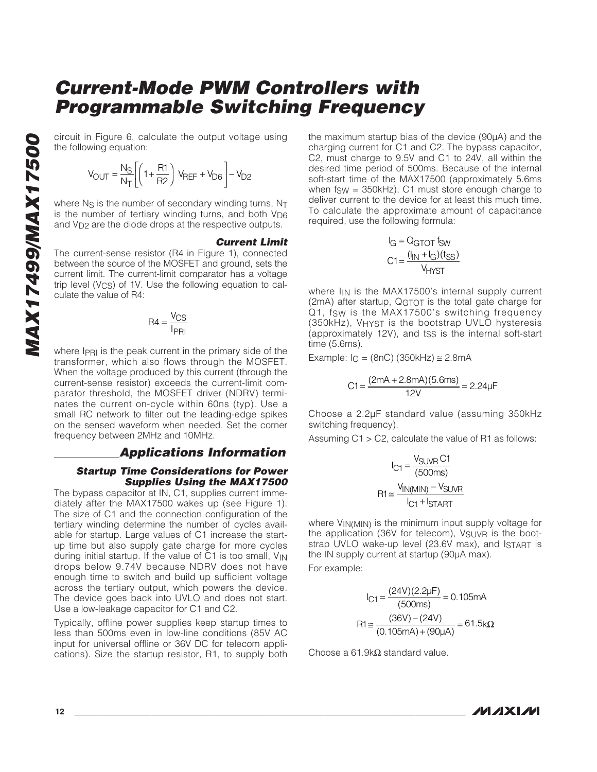circuit in Figure 6, calculate the output voltage using the following equation:

$$V_{OUT} = \frac{N_S}{N_T}\left[\left(1+\frac{R1}{R2}\right) V_{REF} + V_{D6}\right] - V_{D2}$$

where $N_S$ is the number of secondary winding turns, $N_T$ is the number of tertiary winding turns, and both $V_{D6}$ and $V_{D2}$ are the diode drops at the respective outputs.

#### Current Limit

The current-sense resistor (R4 in Figure 1), connected between the source of the MOSFET and ground, sets the current limit. The current-limit comparator has a voltage trip level ($V_{CS}$) of 1V. Use the following equation to calculate the value of R4:

$$R4 = \frac{V_{CS}}{I_{PRI}}$$

where $I_{PRI}$ is the peak current in the primary side of the transformer, which also flows through the MOSFET. When the voltage produced by this current (through the current-sense resistor) exceeds the current-limit comparator threshold, the MOSFET driver (NDRV) terminates the current on-cycle within 60ns (typ). Use a small RC network to filter out the leading-edge spikes on the sensed waveform when needed. Set the corner frequency between 2MHz and 10MHz.

## Applications Information

#### Startup Time Considerations for Power Supplies Using the MAX17500

The bypass capacitor at IN, C1, supplies current immediately after the MAX17500 wakes up (see Figure 1). The size of C1 and the connection configuration of the tertiary winding determine the number of cycles available for startup. Large values of C1 increase the startup time but also supply gate charge for more cycles during initial startup. If the value of C1 is too small, $V_{IN}$ drops below 9.74V because NDRV does not have enough time to switch and build up sufficient voltage across the tertiary output, which powers the device. The device goes back into UVLO and does not start. Use a low-leakage capacitor for C1 and C2.

Typically, offline power supplies keep startup times to less than 500ms even in low-line conditions (85V AC input for universal offline or 36V DC for telecom applications). Size the startup resistor, R1, to supply both the maximum startup bias of the device (90µA) and the charging current for C1 and C2. The bypass capacitor, C2, must charge to 9.5V and C1 to 24V, all within the desired time period of 500ms. Because of the internal soft-start time of the MAX17500 (approximately 5.6ms when $f_{SW}$ = 350kHz), C1 must store enough charge to deliver current to the device for at least this much time. To calculate the approximate amount of capacitance required, use the following formula:

$$I_G = Q_{GTOT}\, f_{SW}$$

$$C1 = \frac{(I_{IN} + I_G)(t_{SS})}{V_{HYST}}$$

where $I_{IN}$ is the MAX17500's internal supply current (2mA) after startup, $Q_{GTOT}$ is the total gate charge for Q1, $f_{SW}$ is the MAX17500's switching frequency (350kHz), $V_{HYST}$ is the bootstrap UVLO hysteresis (approximately 12V), and $t_{SS}$ is the internal soft-start time (5.6ms).

Example: $I_G$ = (8nC) (350kHz) ≅ 2.8mA

$$C1 = \frac{(2mA + 2.8mA)(5.6ms)}{12V} = 2.24\mu F$$

Choose a 2.2µF standard value (assuming 350kHz switching frequency).

Assuming C1 > C2, calculate the value of R1 as follows:

$$I_{C1} = \frac{V_{SUVR}\, C1}{(500ms)}$$

$$R1 \cong \frac{V_{IN(MIN)} - V_{SUVR}}{I_{C1} + I_{START}}$$

where $V_{IN(MIN)}$ is the minimum input supply voltage for the application (36V for telecom), $V_{SUVR}$ is the bootstrap UVLO wake-up level (23.6V max), and $I_{START}$ is the IN supply current at startup (90µA max).

For example:

$$I_{C1} = \frac{(24V)(2.2\mu F)}{(500ms)} = 0.105mA$$

$$R1 \cong \frac{(36V) - (24V)}{(0.105mA) + (90\mu A)} = 61.5k\Omega$$

Choose a 61.9kΩ standard value.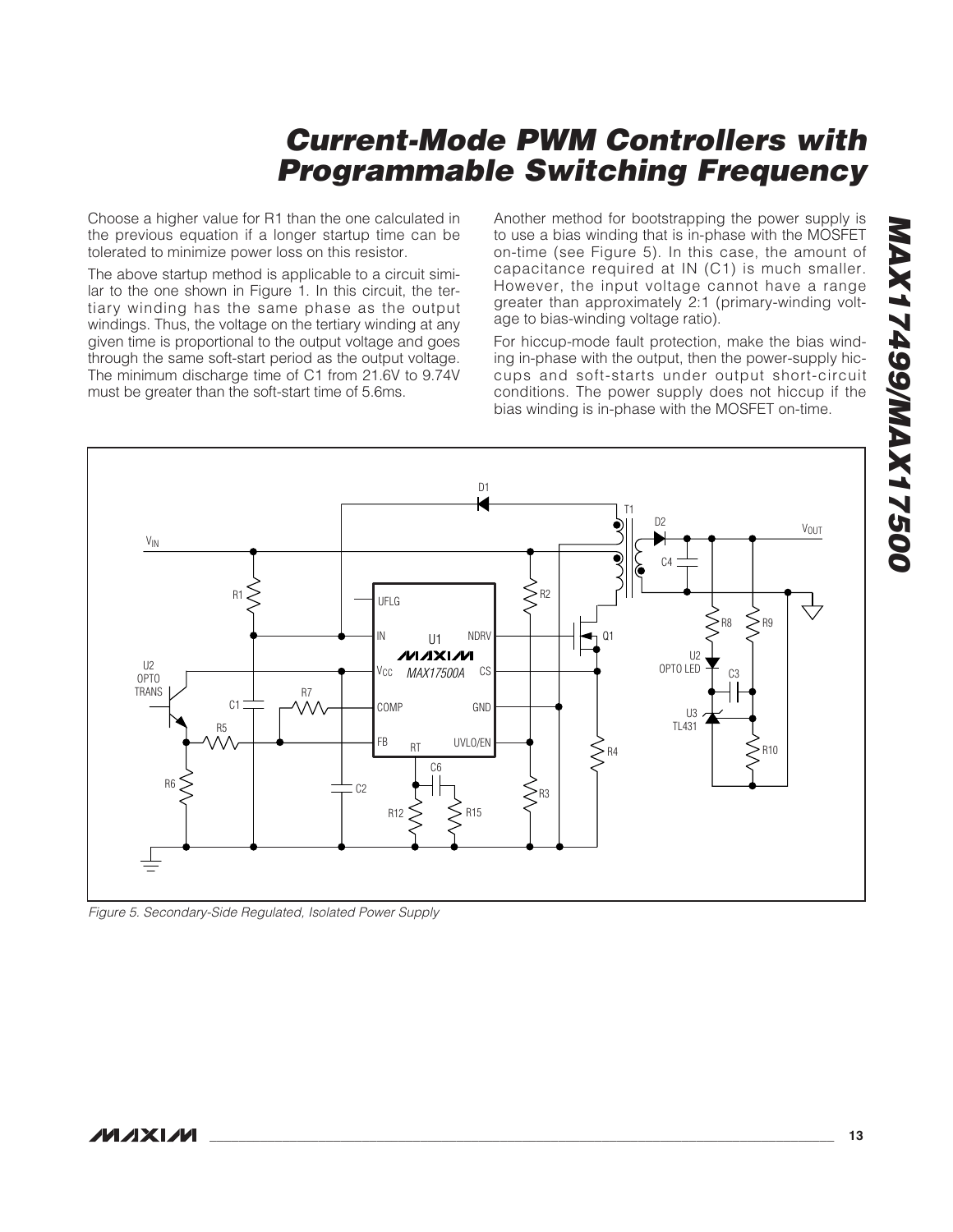Choose a higher value for R1 than the one calculated in the previous equation if a longer startup time can be tolerated to minimize power loss on this resistor.

The above startup method is applicable to a circuit similar to the one shown in Figure 1. In this circuit, the tertiary winding has the same phase as the output windings. Thus, the voltage on the tertiary winding at any given time is proportional to the output voltage and goes through the same soft-start period as the output voltage. The minimum discharge time of C1 from 21.6V to 9.74V must be greater than the soft-start time of 5.6ms.

Another method for bootstrapping the power supply is to use a bias winding that is in-phase with the MOSFET on-time (see Figure 5). In this case, the amount of capacitance required at IN (C1) is much smaller. However, the input voltage cannot have a range greater than approximately 2:1 (primary-winding voltage to bias-winding voltage ratio).

For hiccup-mode fault protection, make the bias winding in-phase with the output, then the power-supply hiccups and soft-starts under output short-circuit conditions. The power supply does not hiccup if the bias winding is in-phase with the MOSFET on-time.

*Figure 5. Secondary-Side Regulated, Isolated Power Supply*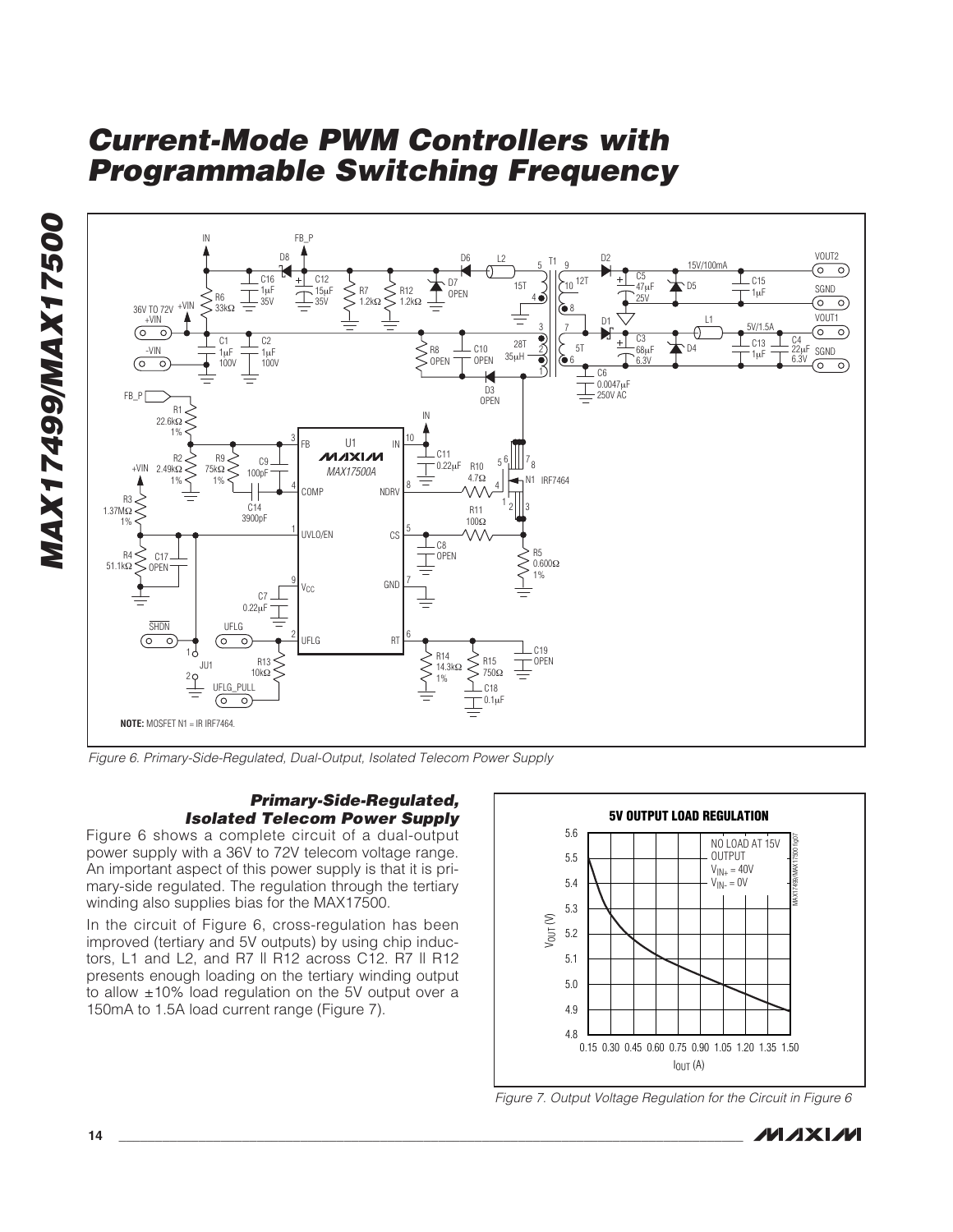Figure 6. Primary-Side-Regulated, Dual-Output, Isolated Telecom Power Supply

### Primary-Side-Regulated, Isolated Telecom Power Supply

Figure 6 shows a complete circuit of a dual-output power supply with a 36V to 72V telecom voltage range. An important aspect of this power supply is that it is primary-side regulated. The regulation through the tertiary winding also supplies bias for the MAX17500.

In the circuit of Figure 6, cross-regulation has been improved (tertiary and 5V outputs) by using chip inductors, L1 and L2, and R7 || R12 across C12. R7 || R12 presents enough loading on the tertiary winding output to allow ±10% load regulation on the 5V output over a 150mA to 1.5A load current range (Figure 7).

Figure 7. Output Voltage Regulation for the Circuit in Figure 6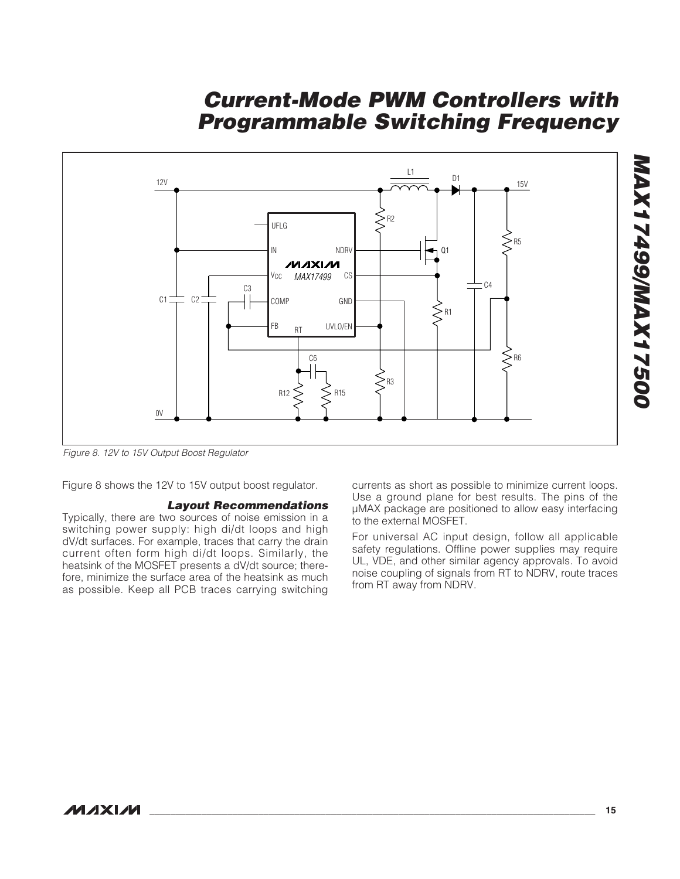Figure 8. 12V to 15V Output Boost Regulator

Figure 8 shows the 12V to 15V output boost regulator.

### Layout Recommendations

Typically, there are two sources of noise emission in a switching power supply: high di/dt loops and high dV/dt surfaces. For example, traces that carry the drain current often form high di/dt loops. Similarly, the heatsink of the MOSFET presents a dV/dt source; therefore, minimize the surface area of the heatsink as much as possible. Keep all PCB traces carrying switching currents as short as possible to minimize current loops. Use a ground plane for best results. The pins of the µMAX package are positioned to allow easy interfacing to the external MOSFET.

For universal AC input design, follow all applicable safety regulations. Offline power supplies may require UL, VDE, and other similar agency approvals. To avoid noise coupling of signals from RT to NDRV, route traces from RT away from NDRV.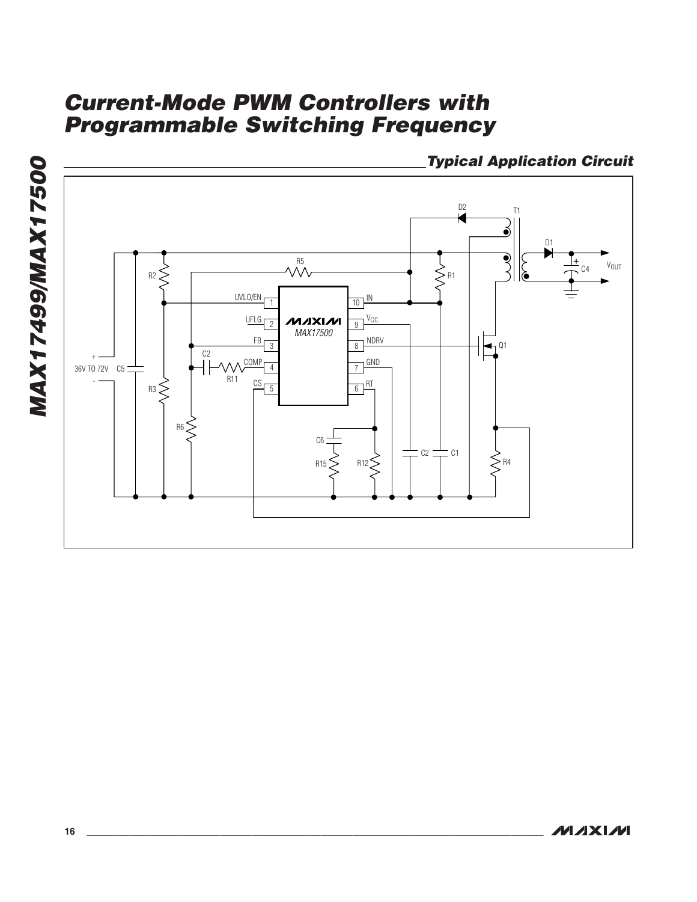## Typical Application Circuit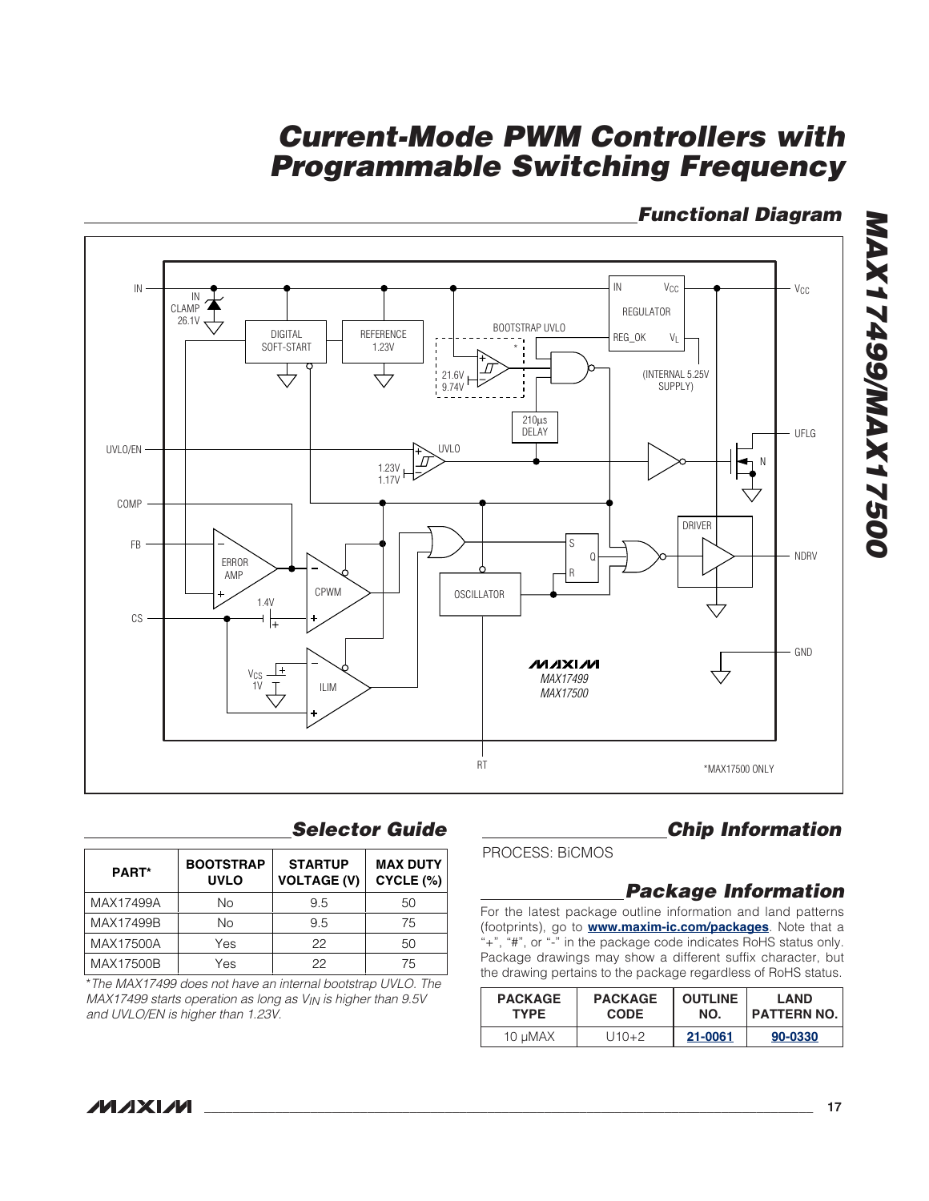## Functional Diagram

IN, IN CLAMP 26.1V, DIGITAL SOFT-START, REFERENCE 1.23V, BOOTSTRAP UVLO, 21.6V, 9.74V, *, IN, $V_{CC}$, REGULATOR, REG_OK, $V_L$, (INTERNAL 5.25V SUPPLY), $V_{CC}$, 210µs DELAY, UFLG, UVLO/EN, UVLO, 1.23V, 1.17V, N, COMP, DRIVER, FB, ERROR AMP, CPWM, S, Q, R, NDRV, OSCILLATOR, 1.4V, CS, $V_{CS}$ 1V, ILIM, GND, MAXIM MAX17499 MAX17500, RT

*MAX17500 ONLY

## Selector Guide

| PART* | BOOTSTRAP UVLO | STARTUP VOLTAGE (V) | MAX DUTY CYCLE (%) |
|---|---|---|---|
| MAX17499A | No | 9.5 | 50 |
| MAX17499B | No | 9.5 | 75 |
| MAX17500A | Yes | 22 | 50 |
| MAX17500B | Yes | 22 | 75 |

*The MAX17499 does not have an internal bootstrap UVLO. The MAX17499 starts operation as long as $V_{IN}$ is higher than 9.5V and UVLO/EN is higher than 1.23V.*

## Chip Information

PROCESS: BiCMOS

## Package Information

For the latest package outline information and land patterns (footprints), go to **www.maxim-ic.com/packages**. Note that a "+", "#", or "-" in the package code indicates RoHS status only. Package drawings may show a different suffix character, but the drawing pertains to the package regardless of RoHS status.

| PACKAGE TYPE | PACKAGE CODE | OUTLINE NO. | LAND PATTERN NO. |
|---|---|---|---|
| 10 µMAX | U10+2 | 21-0061 | 90-0330 |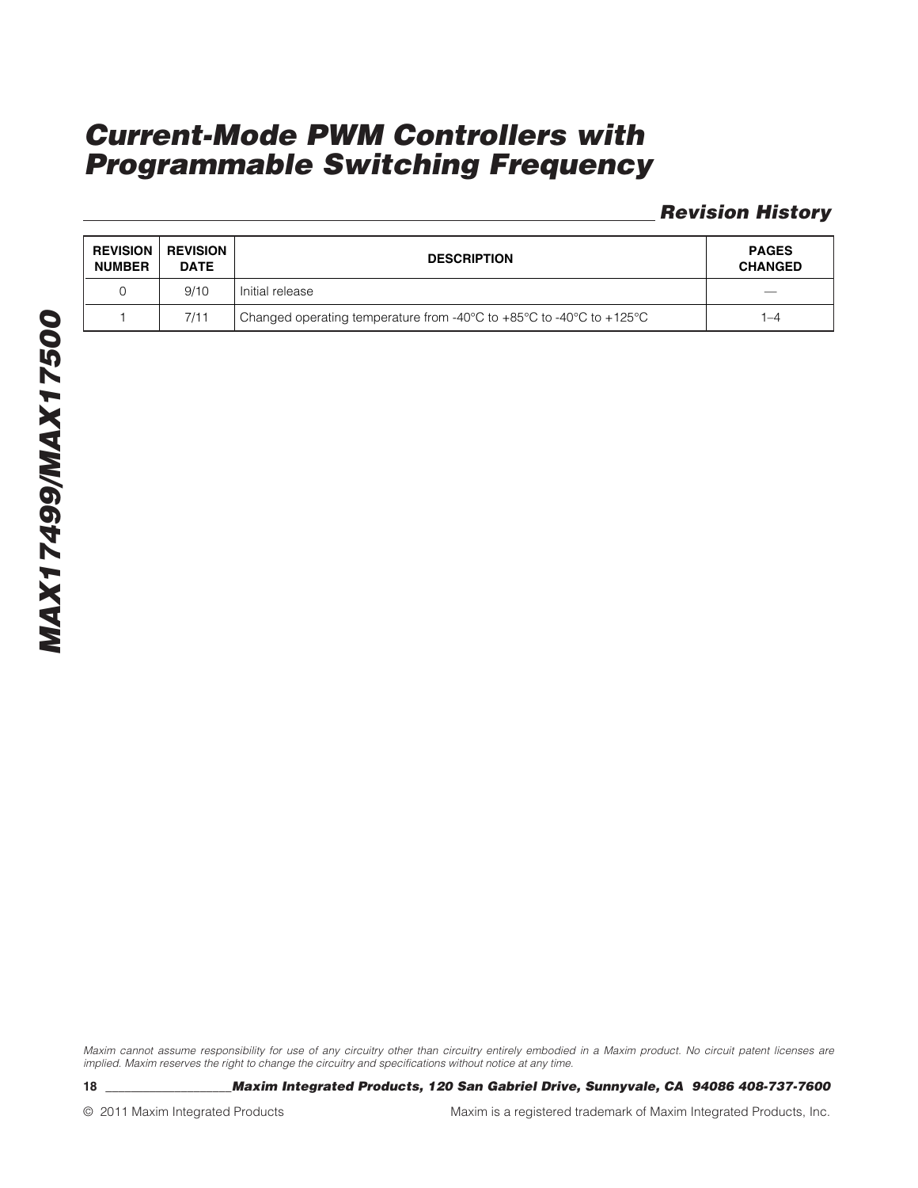## Revision History

| REVISION NUMBER | REVISION DATE | DESCRIPTION | PAGES CHANGED |
|---|---|---|---|
| 0 | 9/10 | Initial release | — |
| 1 | 7/11 | Changed operating temperature from -40°C to +85°C to -40°C to +125°C | 1–4 |

*Maxim cannot assume responsibility for use of any circuitry other than circuitry entirely embodied in a Maxim product. No circuit patent licenses are implied. Maxim reserves the right to change the circuitry and specifications without notice at any time.*

***Maxim Integrated Products, 120 San Gabriel Drive, Sunnyvale, CA 94086 408-737-7600***

© 2011 Maxim Integrated Products

Maxim is a registered trademark of Maxim Integrated Products, Inc.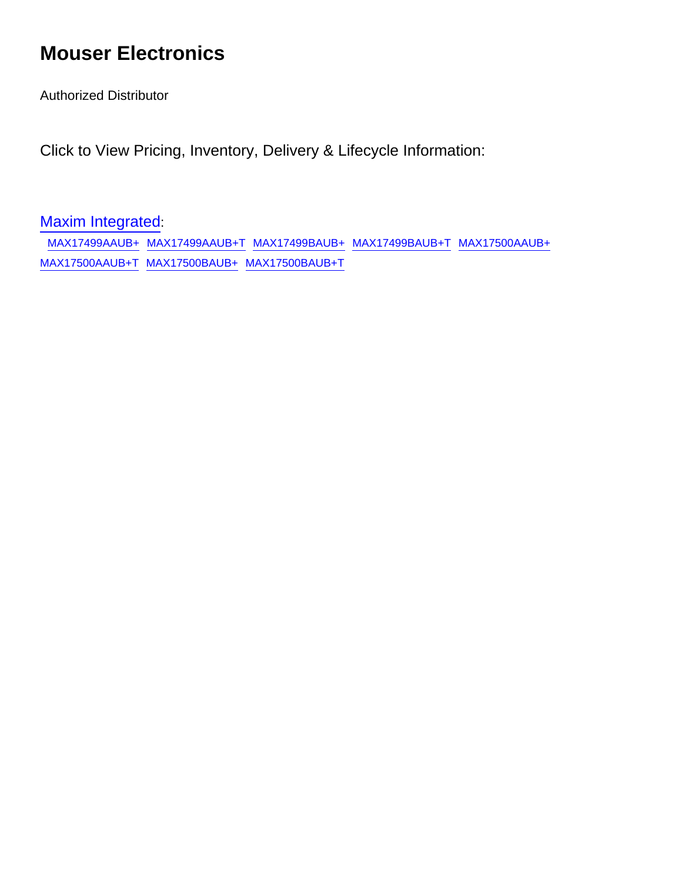# Mouser Electronics

Authorized Distributor

Click to View Pricing, Inventory, Delivery & Lifecycle Information:

Maxim Integrated:

MAX17499AAUB+ MAX17499AAUB+T MAX17499BAUB+ MAX17499BAUB+T MAX17500AAUB+ MAX17500AAUB+T MAX17500BAUB+ MAX17500BAUB+T